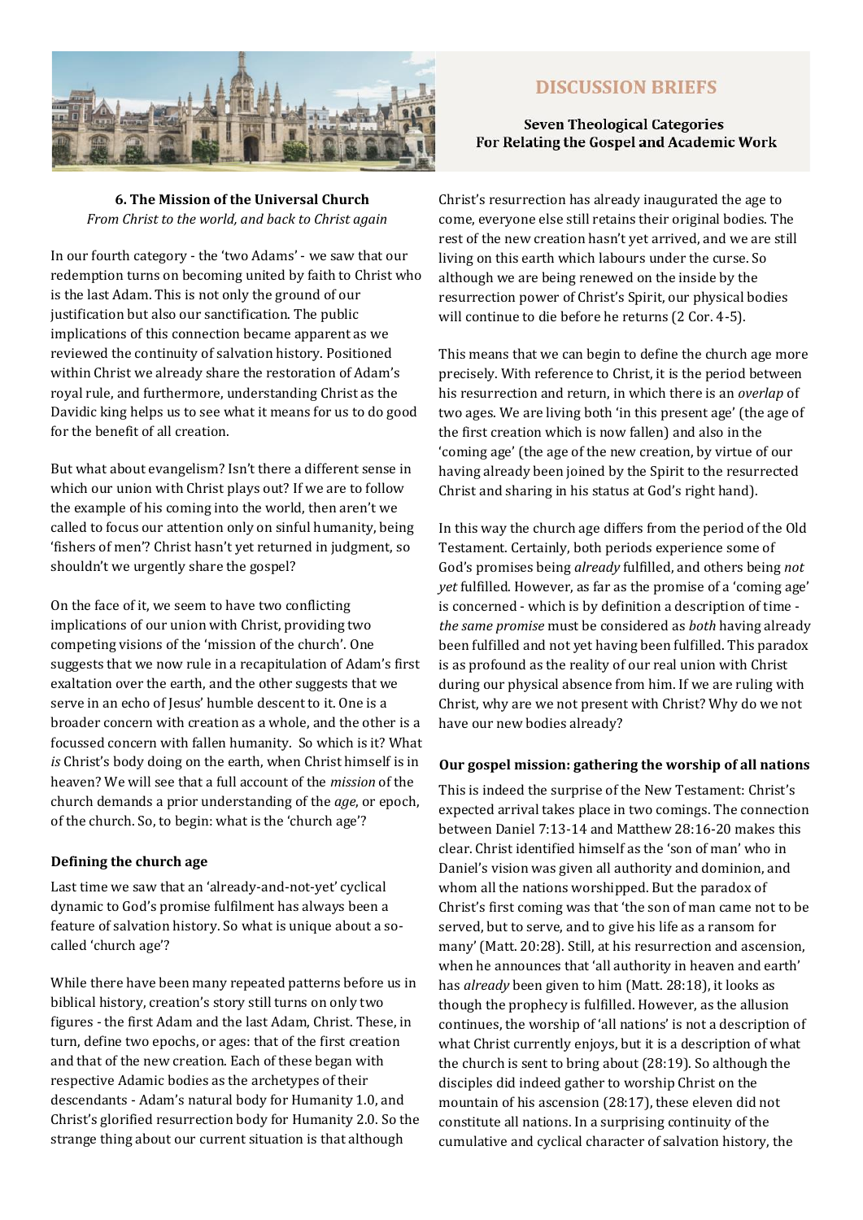# DISCUSSION BRIEFS

**Seven Theological Categories**
**For Relating the Gospel and Academic Work**

## 6. The Mission of the Universal Church

*From Christ to the world, and back to Christ again*

In our fourth category - the 'two Adams' - we saw that our redemption turns on becoming united by faith to Christ who is the last Adam. This is not only the ground of our justification but also our sanctification. The public implications of this connection became apparent as we reviewed the continuity of salvation history. Positioned within Christ we already share the restoration of Adam's royal rule, and furthermore, understanding Christ as the Davidic king helps us to see what it means for us to do good for the benefit of all creation.

But what about evangelism? Isn't there a different sense in which our union with Christ plays out? If we are to follow the example of his coming into the world, then aren't we called to focus our attention only on sinful humanity, being 'fishers of men'? Christ hasn't yet returned in judgment, so shouldn't we urgently share the gospel?

On the face of it, we seem to have two conflicting implications of our union with Christ, providing two competing visions of the 'mission of the church'. One suggests that we now rule in a recapitulation of Adam's first exaltation over the earth, and the other suggests that we serve in an echo of Jesus' humble descent to it. One is a broader concern with creation as a whole, and the other is a focussed concern with fallen humanity. So which is it? What *is* Christ's body doing on the earth, when Christ himself is in heaven? We will see that a full account of the *mission* of the church demands a prior understanding of the *age*, or epoch, of the church. So, to begin: what is the 'church age'?

### Defining the church age

Last time we saw that an 'already-and-not-yet' cyclical dynamic to God's promise fulfilment has always been a feature of salvation history. So what is unique about a so-called 'church age'?

While there have been many repeated patterns before us in biblical history, creation's story still turns on only two figures - the first Adam and the last Adam, Christ. These, in turn, define two epochs, or ages: that of the first creation and that of the new creation. Each of these began with respective Adamic bodies as the archetypes of their descendants - Adam's natural body for Humanity 1.0, and Christ's glorified resurrection body for Humanity 2.0. So the strange thing about our current situation is that although Christ's resurrection has already inaugurated the age to come, everyone else still retains their original bodies. The rest of the new creation hasn't yet arrived, and we are still living on this earth which labours under the curse. So although we are being renewed on the inside by the resurrection power of Christ's Spirit, our physical bodies will continue to die before he returns (2 Cor. 4-5).

This means that we can begin to define the church age more precisely. With reference to Christ, it is the period between his resurrection and return, in which there is an *overlap* of two ages. We are living both 'in this present age' (the age of the first creation which is now fallen) and also in the 'coming age' (the age of the new creation, by virtue of our having already been joined by the Spirit to the resurrected Christ and sharing in his status at God's right hand).

In this way the church age differs from the period of the Old Testament. Certainly, both periods experience some of God's promises being *already* fulfilled, and others being *not yet* fulfilled. However, as far as the promise of a 'coming age' is concerned - which is by definition a description of time - *the same promise* must be considered as *both* having already been fulfilled and not yet having been fulfilled. This paradox is as profound as the reality of our real union with Christ during our physical absence from him. If we are ruling with Christ, why are we not present with Christ? Why do we not have our new bodies already?

### Our gospel mission: gathering the worship of all nations

This is indeed the surprise of the New Testament: Christ's expected arrival takes place in two comings. The connection between Daniel 7:13-14 and Matthew 28:16-20 makes this clear. Christ identified himself as the 'son of man' who in Daniel's vision was given all authority and dominion, and whom all the nations worshipped. But the paradox of Christ's first coming was that 'the son of man came not to be served, but to serve, and to give his life as a ransom for many' (Matt. 20:28). Still, at his resurrection and ascension, when he announces that 'all authority in heaven and earth' has *already* been given to him (Matt. 28:18), it looks as though the prophecy is fulfilled. However, as the allusion continues, the worship of 'all nations' is not a description of what Christ currently enjoys, but it is a description of what the church is sent to bring about (28:19). So although the disciples did indeed gather to worship Christ on the mountain of his ascension (28:17), these eleven did not constitute all nations. In a surprising continuity of the cumulative and cyclical character of salvation history, the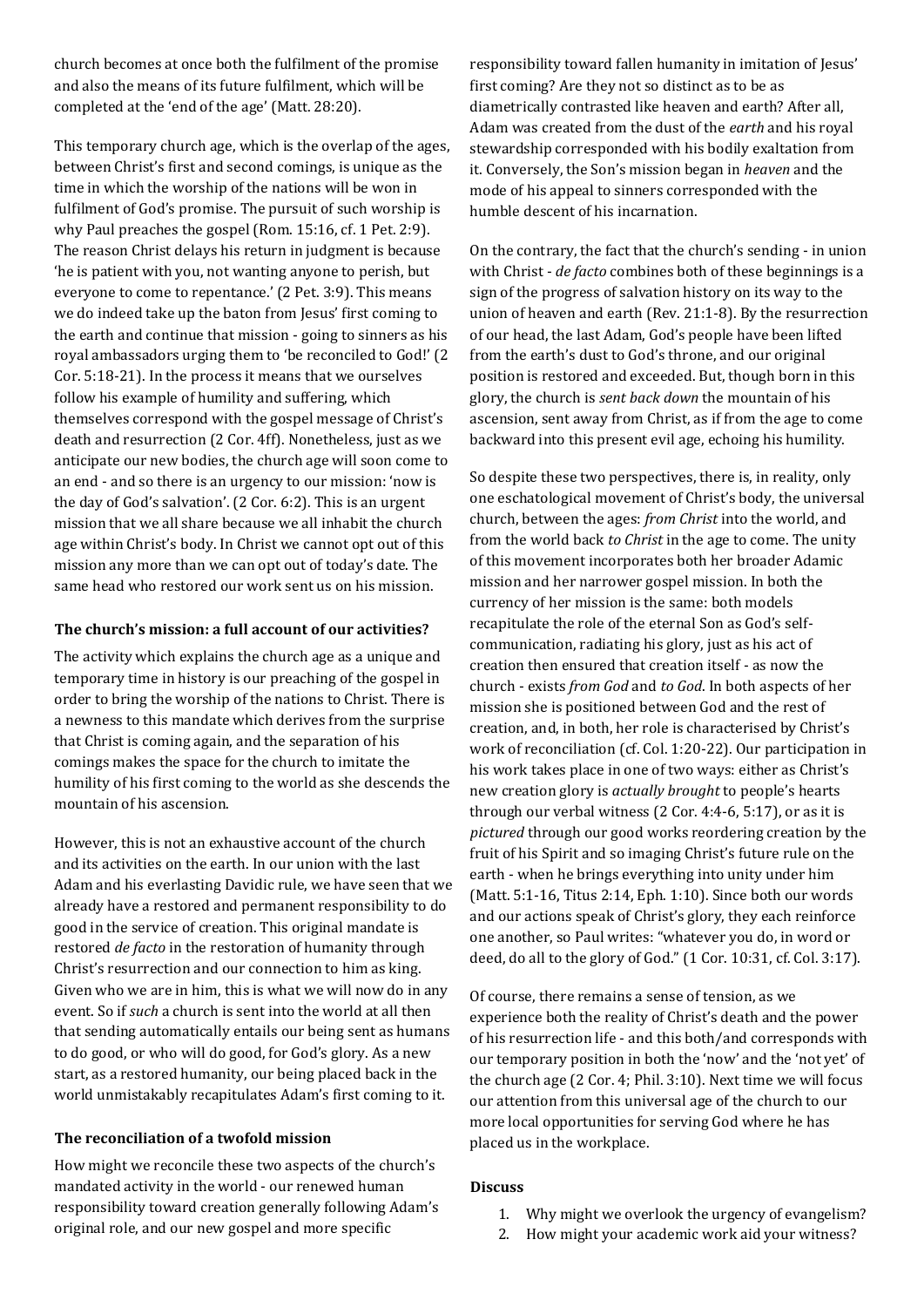church becomes at once both the fulfilment of the promise and also the means of its future fulfilment, which will be completed at the 'end of the age' (Matt. 28:20).

This temporary church age, which is the overlap of the ages, between Christ's first and second comings, is unique as the time in which the worship of the nations will be won in fulfilment of God's promise. The pursuit of such worship is why Paul preaches the gospel (Rom. 15:16, cf. 1 Pet. 2:9). The reason Christ delays his return in judgment is because 'he is patient with you, not wanting anyone to perish, but everyone to come to repentance.' (2 Pet. 3:9). This means we do indeed take up the baton from Jesus' first coming to the earth and continue that mission - going to sinners as his royal ambassadors urging them to 'be reconciled to God!' (2 Cor. 5:18-21). In the process it means that we ourselves follow his example of humility and suffering, which themselves correspond with the gospel message of Christ's death and resurrection (2 Cor. 4ff). Nonetheless, just as we anticipate our new bodies, the church age will soon come to an end - and so there is an urgency to our mission: 'now is the day of God's salvation'. (2 Cor. 6:2). This is an urgent mission that we all share because we all inhabit the church age within Christ's body. In Christ we cannot opt out of this mission any more than we can opt out of today's date. The same head who restored our work sent us on his mission.

### The church's mission: a full account of our activities?

The activity which explains the church age as a unique and temporary time in history is our preaching of the gospel in order to bring the worship of the nations to Christ. There is a newness to this mandate which derives from the surprise that Christ is coming again, and the separation of his comings makes the space for the church to imitate the humility of his first coming to the world as she descends the mountain of his ascension.

However, this is not an exhaustive account of the church and its activities on the earth. In our union with the last Adam and his everlasting Davidic rule, we have seen that we already have a restored and permanent responsibility to do good in the service of creation. This original mandate is restored *de facto* in the restoration of humanity through Christ's resurrection and our connection to him as king. Given who we are in him, this is what we will now do in any event. So if *such* a church is sent into the world at all then that sending automatically entails our being sent as humans to do good, or who will do good, for God's glory. As a new start, as a restored humanity, our being placed back in the world unmistakably recapitulates Adam's first coming to it.

### The reconciliation of a twofold mission

How might we reconcile these two aspects of the church's mandated activity in the world - our renewed human responsibility toward creation generally following Adam's original role, and our new gospel and more specific responsibility toward fallen humanity in imitation of Jesus' first coming? Are they not so distinct as to be as diametrically contrasted like heaven and earth? After all, Adam was created from the dust of the *earth* and his royal stewardship corresponded with his bodily exaltation from it. Conversely, the Son's mission began in *heaven* and the mode of his appeal to sinners corresponded with the humble descent of his incarnation.

On the contrary, the fact that the church's sending - in union with Christ - *de facto* combines both of these beginnings is a sign of the progress of salvation history on its way to the union of heaven and earth (Rev. 21:1-8). By the resurrection of our head, the last Adam, God's people have been lifted from the earth's dust to God's throne, and our original position is restored and exceeded. But, though born in this glory, the church is *sent back down* the mountain of his ascension, sent away from Christ, as if from the age to come backward into this present evil age, echoing his humility.

So despite these two perspectives, there is, in reality, only one eschatological movement of Christ's body, the universal church, between the ages: *from Christ* into the world, and from the world back *to Christ* in the age to come. The unity of this movement incorporates both her broader Adamic mission and her narrower gospel mission. In both the currency of her mission is the same: both models recapitulate the role of the eternal Son as God's self-communication, radiating his glory, just as his act of creation then ensured that creation itself - as now the church - exists *from God* and *to God*. In both aspects of her mission she is positioned between God and the rest of creation, and, in both, her role is characterised by Christ's work of reconciliation (cf. Col. 1:20-22). Our participation in his work takes place in one of two ways: either as Christ's new creation glory is *actually brought* to people's hearts through our verbal witness (2 Cor. 4:4-6, 5:17), or as it is *pictured* through our good works reordering creation by the fruit of his Spirit and so imaging Christ's future rule on the earth - when he brings everything into unity under him (Matt. 5:1-16, Titus 2:14, Eph. 1:10). Since both our words and our actions speak of Christ's glory, they each reinforce one another, so Paul writes: "whatever you do, in word or deed, do all to the glory of God." (1 Cor. 10:31, cf. Col. 3:17).

Of course, there remains a sense of tension, as we experience both the reality of Christ's death and the power of his resurrection life - and this both/and corresponds with our temporary position in both the 'now' and the 'not yet' of the church age (2 Cor. 4; Phil. 3:10). Next time we will focus our attention from this universal age of the church to our more local opportunities for serving God where he has placed us in the workplace.

### Discuss

1. Why might we overlook the urgency of evangelism?
2. How might your academic work aid your witness?